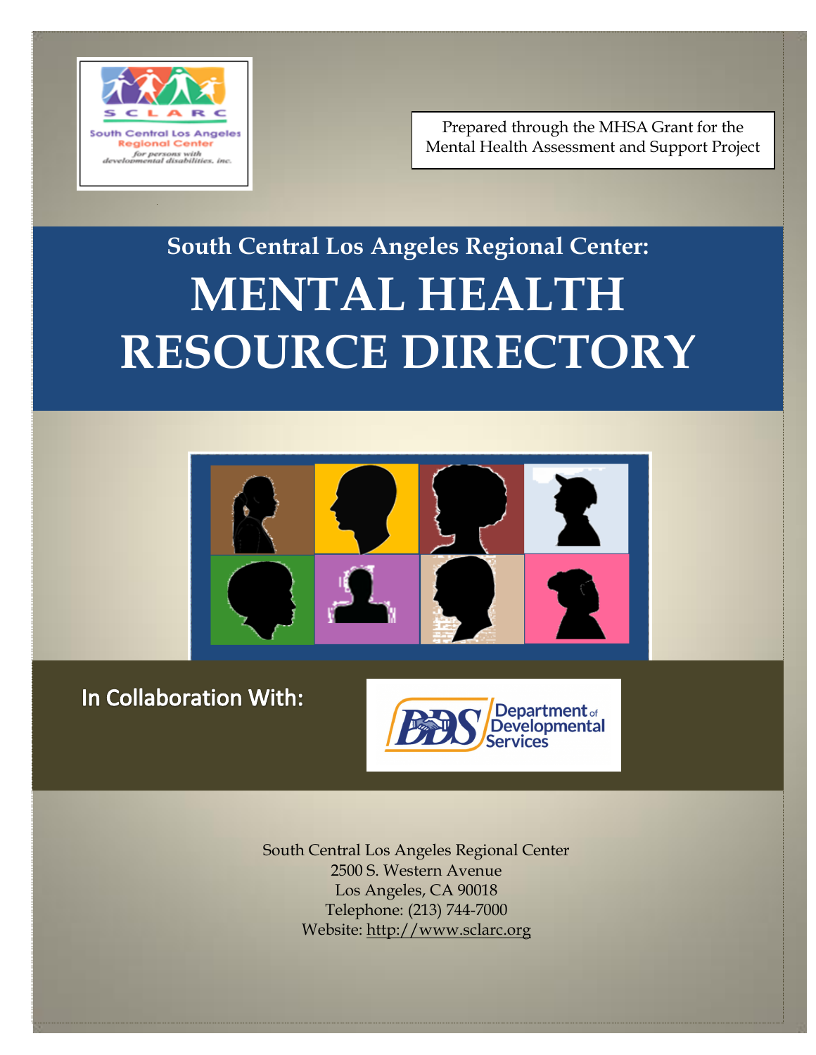SCLARC
South Central Los Angeles Regional Center
*for persons with developmental disabilities, inc.*

Prepared through the MHSA Grant for the Mental Health Assessment and Support Project

## South Central Los Angeles Regional Center:

# MENTAL HEALTH RESOURCE DIRECTORY

**In Collaboration With:**

DDS Department of Developmental Services

South Central Los Angeles Regional Center
2500 S. Western Avenue
Los Angeles, CA 90018
Telephone: (213) 744-7000
Website: http://www.sclarc.org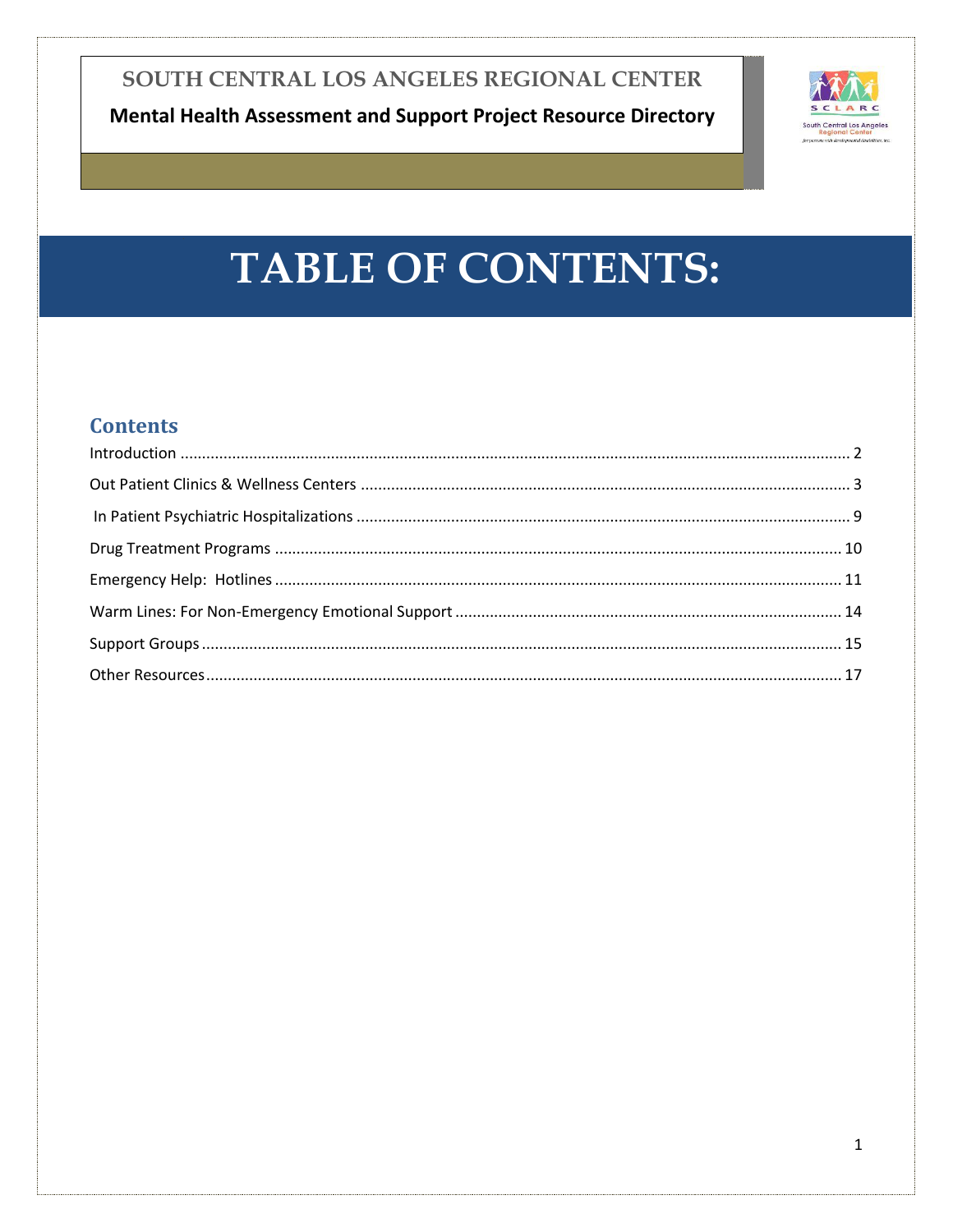**SOUTH CENTRAL LOS ANGELES REGIONAL CENTER**

**Mental Health Assessment and Support Project Resource Directory**

# TABLE OF CONTENTS:

## Contents

Introduction .......... 2

Out Patient Clinics & Wellness Centers .......... 3

In Patient Psychiatric Hospitalizations .......... 9

Drug Treatment Programs .......... 10

Emergency Help: Hotlines .......... 11

Warm Lines: For Non-Emergency Emotional Support .......... 14

Support Groups .......... 15

Other Resources .......... 17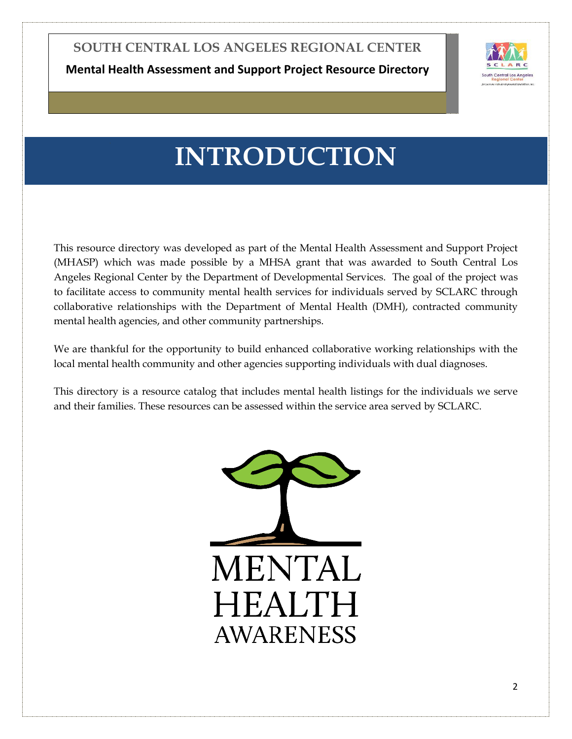# INTRODUCTION

This resource directory was developed as part of the Mental Health Assessment and Support Project (MHASP) which was made possible by a MHSA grant that was awarded to South Central Los Angeles Regional Center by the Department of Developmental Services. The goal of the project was to facilitate access to community mental health services for individuals served by SCLARC through collaborative relationships with the Department of Mental Health (DMH), contracted community mental health agencies, and other community partnerships.

We are thankful for the opportunity to build enhanced collaborative working relationships with the local mental health community and other agencies supporting individuals with dual diagnoses.

This directory is a resource catalog that includes mental health listings for the individuals we serve and their families. These resources can be assessed within the service area served by SCLARC.

MENTAL HEALTH AWARENESS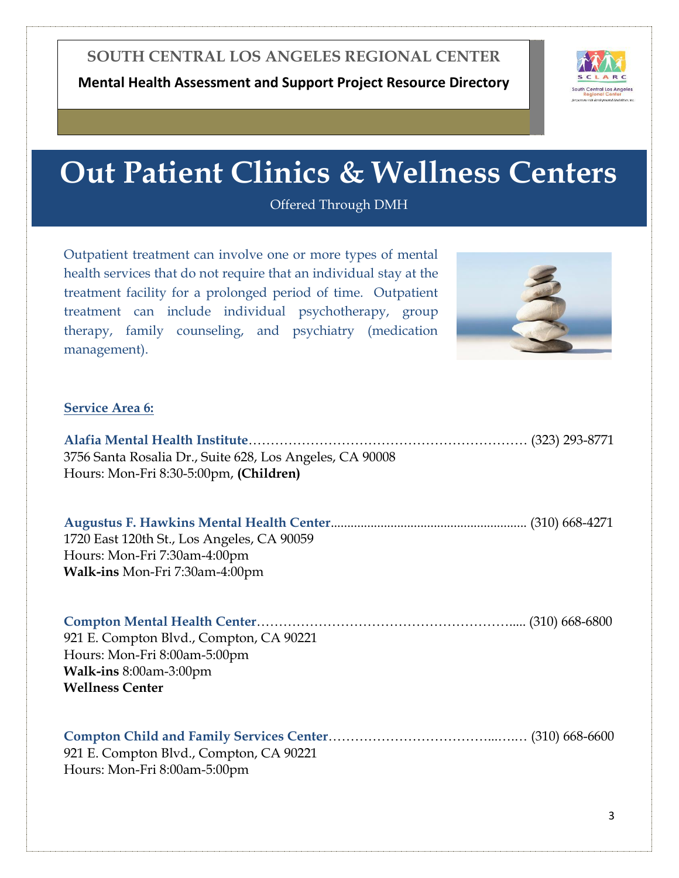**SOUTH CENTRAL LOS ANGELES REGIONAL CENTER**

**Mental Health Assessment and Support Project Resource Directory**

# Out Patient Clinics & Wellness Centers

Offered Through DMH

Outpatient treatment can involve one or more types of mental health services that do not require that an individual stay at the treatment facility for a prolonged period of time. Outpatient treatment can include individual psychotherapy, group therapy, family counseling, and psychiatry (medication management).

## Service Area 6:

**Alafia Mental Health Institute**………………………………………………………… (323) 293-8771
3756 Santa Rosalia Dr., Suite 628, Los Angeles, CA 90008
Hours: Mon-Fri 8:30-5:00pm, **(Children)**

**Augustus F. Hawkins Mental Health Center**......................................................... (310) 668-4271
1720 East 120th St., Los Angeles, CA 90059
Hours: Mon-Fri 7:30am-4:00pm
**Walk-ins** Mon-Fri 7:30am-4:00pm

**Compton Mental Health Center**………………………………………………….... (310) 668-6800
921 E. Compton Blvd., Compton, CA 90221
Hours: Mon-Fri 8:00am-5:00pm
**Walk-ins** 8:00am-3:00pm
**Wellness Center**

**Compton Child and Family Services Center**………………………………...….… (310) 668-6600
921 E. Compton Blvd., Compton, CA 90221
Hours: Mon-Fri 8:00am-5:00pm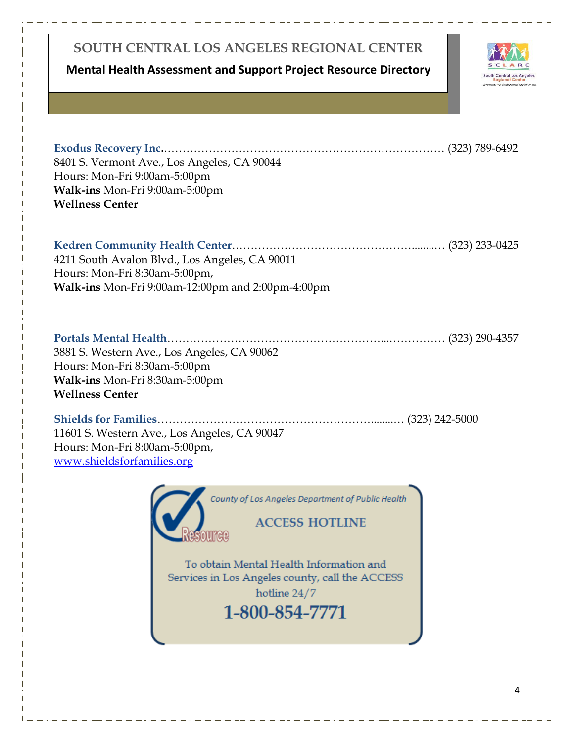# SOUTH CENTRAL LOS ANGELES REGIONAL CENTER

## Mental Health Assessment and Support Project Resource Directory

**Exodus Recovery Inc.**……………………………………………………………… (323) 789-6492
8401 S. Vermont Ave., Los Angeles, CA 90044
Hours: Mon-Fri 9:00am-5:00pm
**Walk-ins** Mon-Fri 9:00am-5:00pm
**Wellness Center**

**Kedren Community Health Center**……………………………………………......… (323) 233-0425
4211 South Avalon Blvd., Los Angeles, CA 90011
Hours: Mon-Fri 8:30am-5:00pm,
**Walk-ins** Mon-Fri 9:00am-12:00pm and 2:00pm-4:00pm

**Portals Mental Health**…………………………………………………...…………… (323) 290-4357
3881 S. Western Ave., Los Angeles, CA 90062
Hours: Mon-Fri 8:30am-5:00pm
**Walk-ins** Mon-Fri 8:30am-5:00pm
**Wellness Center**

**Shields for Families**…………………………………………………......… (323) 242-5000
11601 S. Western Ave., Los Angeles, CA 90047
Hours: Mon-Fri 8:00am-5:00pm,
[www.shieldsforfamilies.org](http://www.shieldsforfamilies.org)

*County of Los Angeles Department of Public Health*

Resource

**ACCESS HOTLINE**

To obtain Mental Health Information and Services in Los Angeles county, call the ACCESS hotline 24/7

**1-800-854-7771**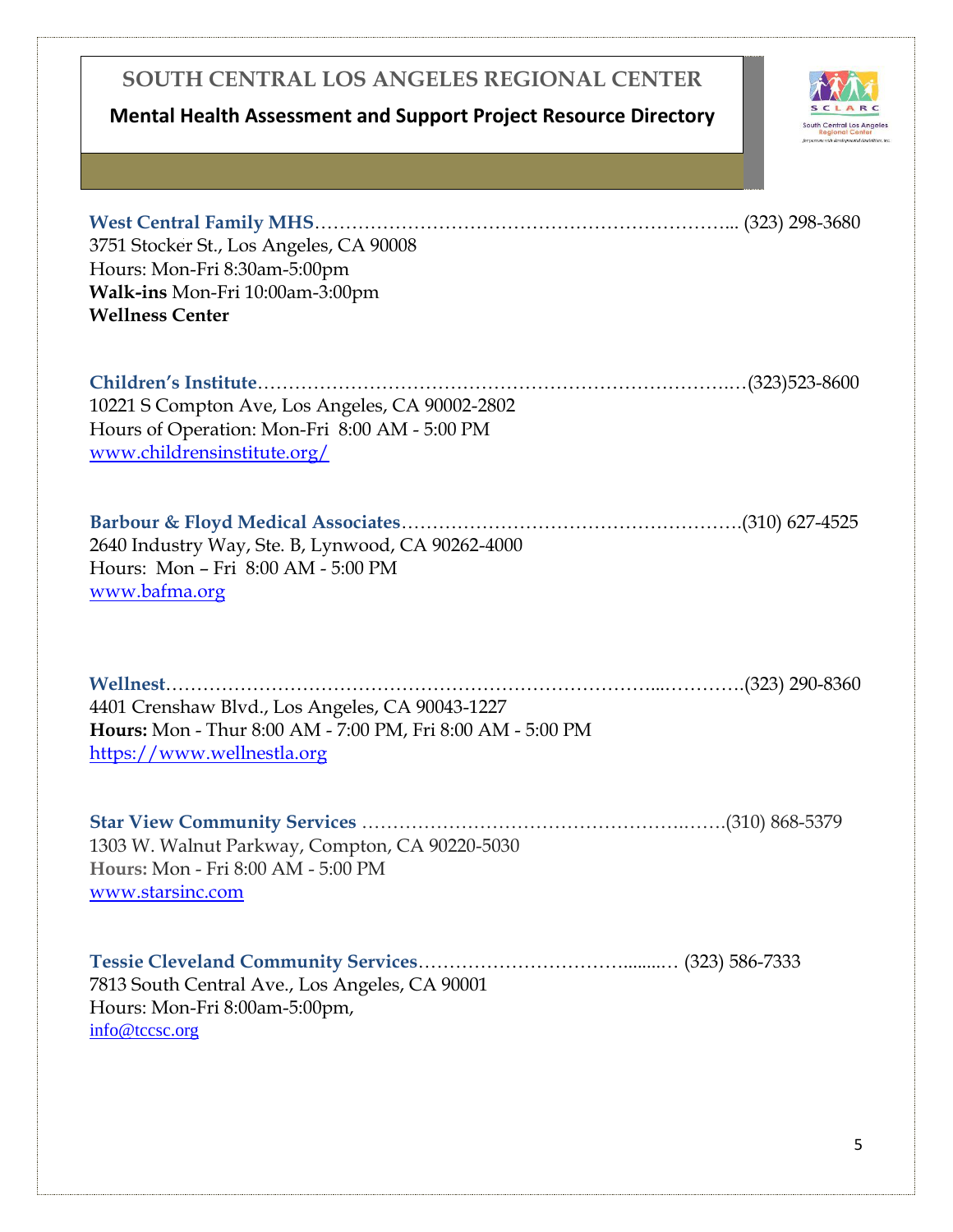# SOUTH CENTRAL LOS ANGELES REGIONAL CENTER

## Mental Health Assessment and Support Project Resource Directory

**West Central Family MHS**………………………………………………………... (323) 298-3680
3751 Stocker St., Los Angeles, CA 90008
Hours: Mon-Fri 8:30am-5:00pm
**Walk-ins** Mon-Fri 10:00am-3:00pm
**Wellness Center**

**Children's Institute**…………………………………………………………….…(323)523-8600
10221 S Compton Ave, Los Angeles, CA 90002-2802
Hours of Operation: Mon-Fri 8:00 AM - 5:00 PM
www.childrensinstitute.org/

**Barbour & Floyd Medical Associates**……………………………………………….(310) 627-4525
2640 Industry Way, Ste. B, Lynwood, CA 90262-4000
Hours: Mon – Fri 8:00 AM - 5:00 PM
www.bafma.org

**Wellnest**……………………………………………………………………...………….(323) 290-8360
4401 Crenshaw Blvd., Los Angeles, CA 90043-1227
**Hours:** Mon - Thur 8:00 AM - 7:00 PM, Fri 8:00 AM - 5:00 PM
https://www.wellnestla.org

**Star View Community Services** …………………………………………….…….(310) 868-5379
1303 W. Walnut Parkway, Compton, CA 90220-5030
**Hours:** Mon - Fri 8:00 AM - 5:00 PM
www.starsinc.com

**Tessie Cleveland Community Services**……………………………........… (323) 586-7333
7813 South Central Ave., Los Angeles, CA 90001
Hours: Mon-Fri 8:00am-5:00pm,
info@tccsc.org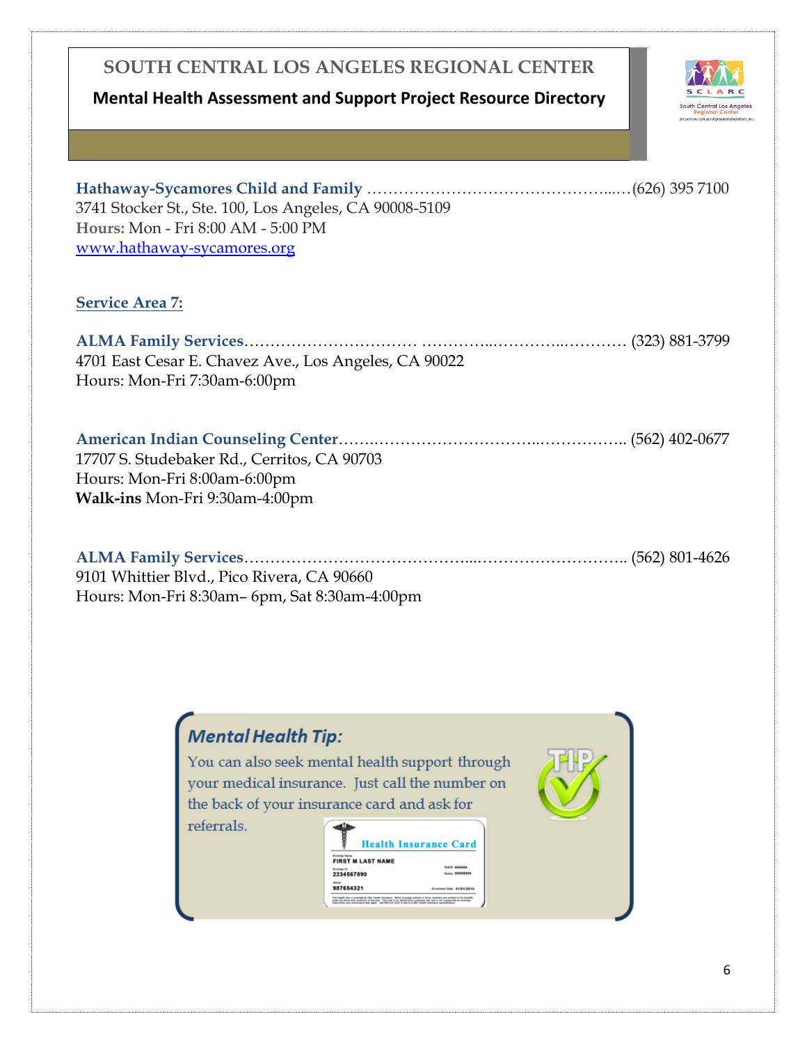**Hathaway-Sycamores Child and Family** ……………………………………...…(626) 395 7100
3741 Stocker St., Ste. 100, Los Angeles, CA 90008-5109
**Hours:** Mon - Fri 8:00 AM - 5:00 PM
www.hathaway-sycamores.org

## Service Area 7:

**ALMA Family Services**…………………………… …………..………..………… (323) 881-3799
4701 East Cesar E. Chavez Ave., Los Angeles, CA 90022
Hours: Mon-Fri 7:30am-6:00pm

**American Indian Counseling Center**…….…………………………..…………….. (562) 402-0677
17707 S. Studebaker Rd., Cerritos, CA 90703
Hours: Mon-Fri 8:00am-6:00pm
**Walk-ins** Mon-Fri 9:30am-4:00pm

**ALMA Family Services**…………………………………...……………………….. (562) 801-4626
9101 Whittier Blvd., Pico Rivera, CA 90660
Hours: Mon-Fri 8:30am– 6pm, Sat 8:30am-4:00pm

***Mental Health Tip:***

You can also seek mental health support through your medical insurance. Just call the number on the back of your insurance card and ask for referrals.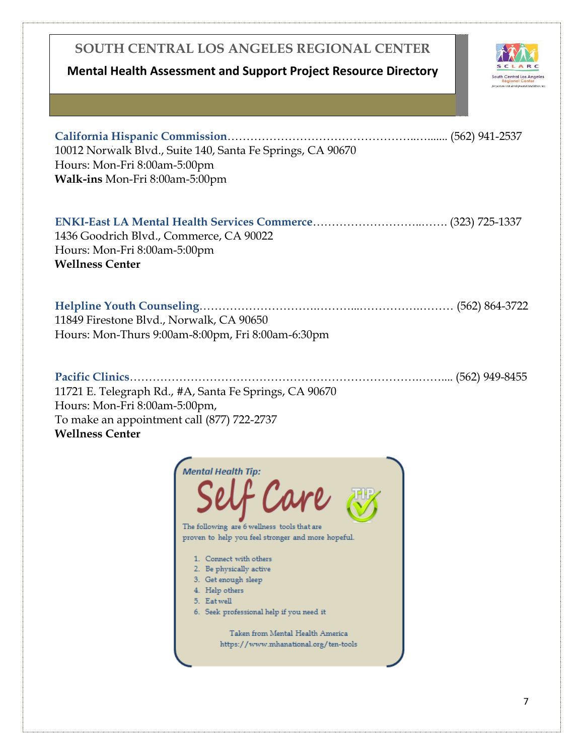# SOUTH CENTRAL LOS ANGELES REGIONAL CENTER

## Mental Health Assessment and Support Project Resource Directory

**California Hispanic Commission**……………………………………………..…...... (562) 941-2537
10012 Norwalk Blvd., Suite 140, Santa Fe Springs, CA 90670
Hours: Mon-Fri 8:00am-5:00pm
**Walk-ins** Mon-Fri 8:00am-5:00pm

**ENKI-East LA Mental Health Services Commerce**……………………….……. (323) 725-1337
1436 Goodrich Blvd., Commerce, CA 90022
Hours: Mon-Fri 8:00am-5:00pm
**Wellness Center**

**Helpline Youth Counseling**……………………….………...…………….……… (562) 864-3722
11849 Firestone Blvd., Norwalk, CA 90650
Hours: Mon-Thurs 9:00am-8:00pm, Fri 8:00am-6:30pm

**Pacific Clinics**……………………………………………………………….……... (562) 949-8455
11721 E. Telegraph Rd., #A, Santa Fe Springs, CA 90670
Hours: Mon-Fri 8:00am-5:00pm,
To make an appointment call (877) 722-2737
**Wellness Center**

***Mental Health Tip:***

**Self Care**

The following are 6 wellness tools that are proven to help you feel stronger and more hopeful.

1. Connect with others
2. Be physically active
3. Get enough sleep
4. Help others
5. Eat well
6. Seek professional help if you need it

Taken from Mental Health America
https://www.mhanational.org/ten-tools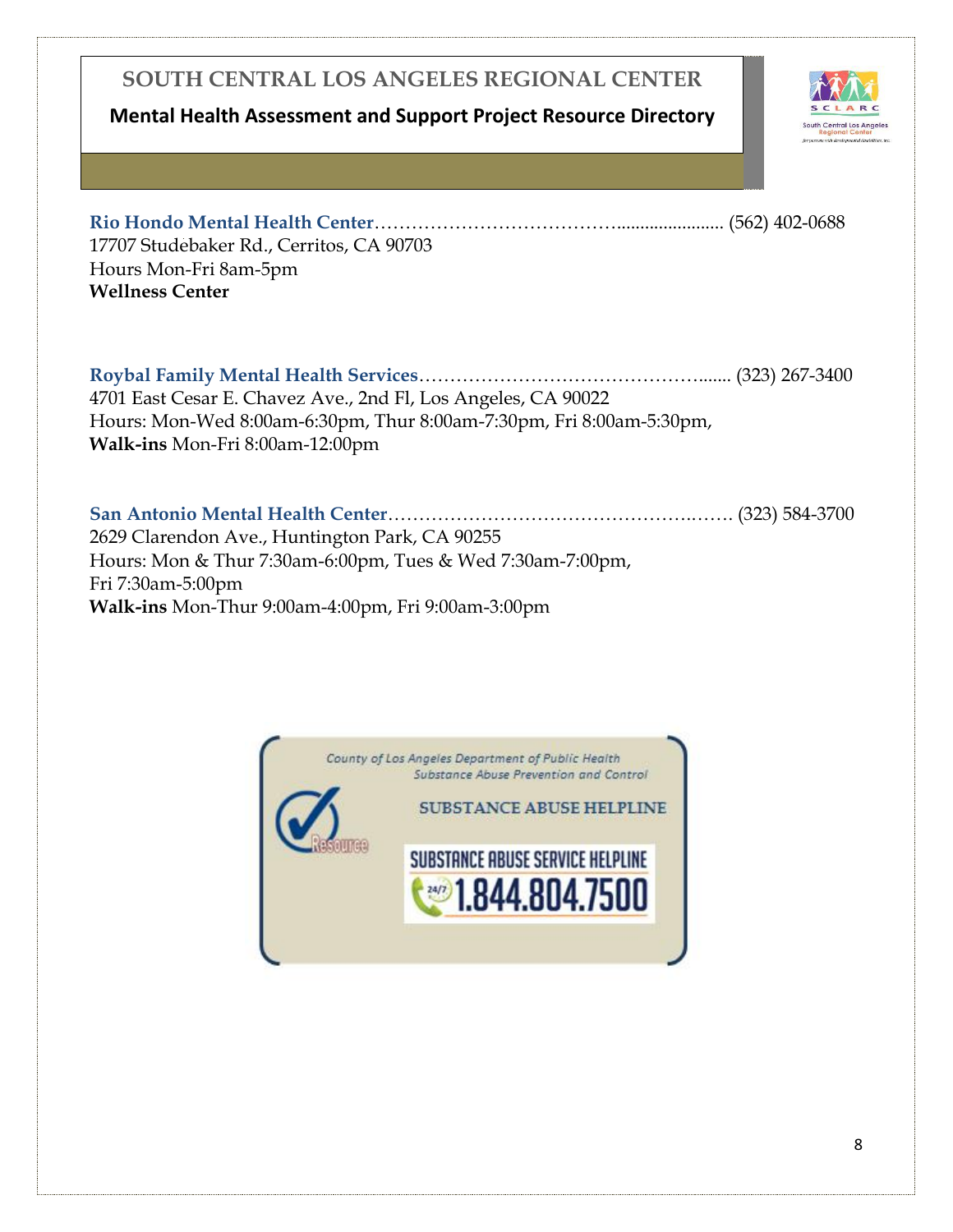# SOUTH CENTRAL LOS ANGELES REGIONAL CENTER

## Mental Health Assessment and Support Project Resource Directory

**Rio Hondo Mental Health Center**……………………………….................... (562) 402-0688
17707 Studebaker Rd., Cerritos, CA 90703
Hours Mon-Fri 8am-5pm
**Wellness Center**

**Roybal Family Mental Health Services**……………………………………....... (323) 267-3400
4701 East Cesar E. Chavez Ave., 2nd Fl, Los Angeles, CA 90022
Hours: Mon-Wed 8:00am-6:30pm, Thur 8:00am-7:30pm, Fri 8:00am-5:30pm,
**Walk-ins** Mon-Fri 8:00am-12:00pm

**San Antonio Mental Health Center**……………………………………….……. (323) 584-3700
2629 Clarendon Ave., Huntington Park, CA 90255
Hours: Mon & Thur 7:30am-6:00pm, Tues & Wed 7:30am-7:00pm,
Fri 7:30am-5:00pm
**Walk-ins** Mon-Thur 9:00am-4:00pm, Fri 9:00am-3:00pm

*County of Los Angeles Department of Public Health*
*Substance Abuse Prevention and Control*

SUBSTANCE ABUSE HELPLINE

SUBSTANCE ABUSE SERVICE HELPLINE
24/7 1.844.804.7500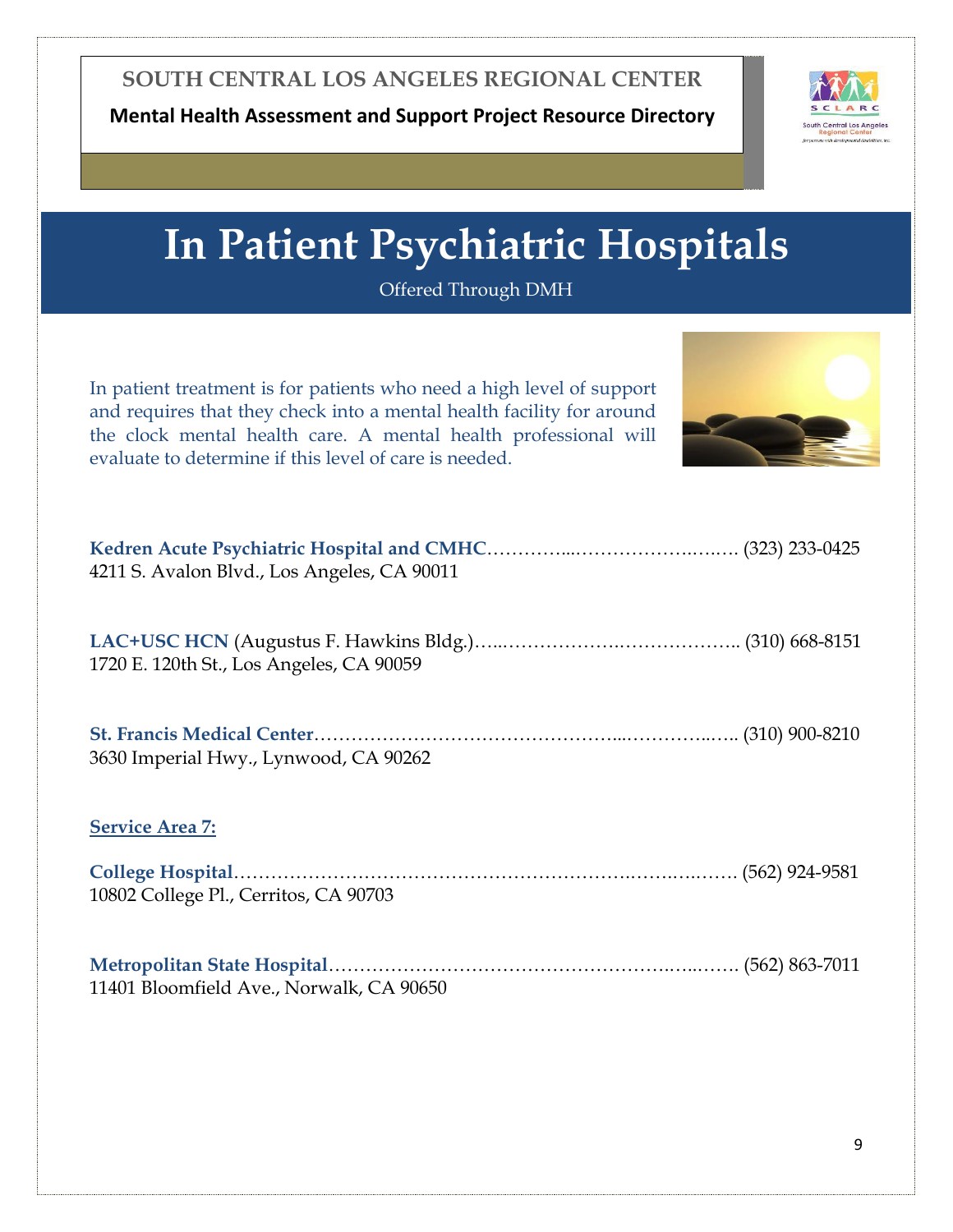**SOUTH CENTRAL LOS ANGELES REGIONAL CENTER**

**Mental Health Assessment and Support Project Resource Directory**

# In Patient Psychiatric Hospitals

Offered Through DMH

In patient treatment is for patients who need a high level of support and requires that they check into a mental health facility for around the clock mental health care. A mental health professional will evaluate to determine if this level of care is needed.

**Kedren Acute Psychiatric Hospital and CMHC**…………...…………………..….…. (323) 233-0425
4211 S. Avalon Blvd., Los Angeles, CA 90011

**LAC+USC HCN** (Augustus F. Hawkins Bldg.)…...……………….………………. (310) 668-8151
1720 E. 120th St., Los Angeles, CA 90059

**St. Francis Medical Center**………………………………………...…………..….. (310) 900-8210
3630 Imperial Hwy., Lynwood, CA 90262

**Service Area 7:**

**College Hospital**……………………………………………………….…….….……. (562) 924-9581
10802 College Pl., Cerritos, CA 90703

**Metropolitan State Hospital**…………………………………………….…...……. (562) 863-7011
11401 Bloomfield Ave., Norwalk, CA 90650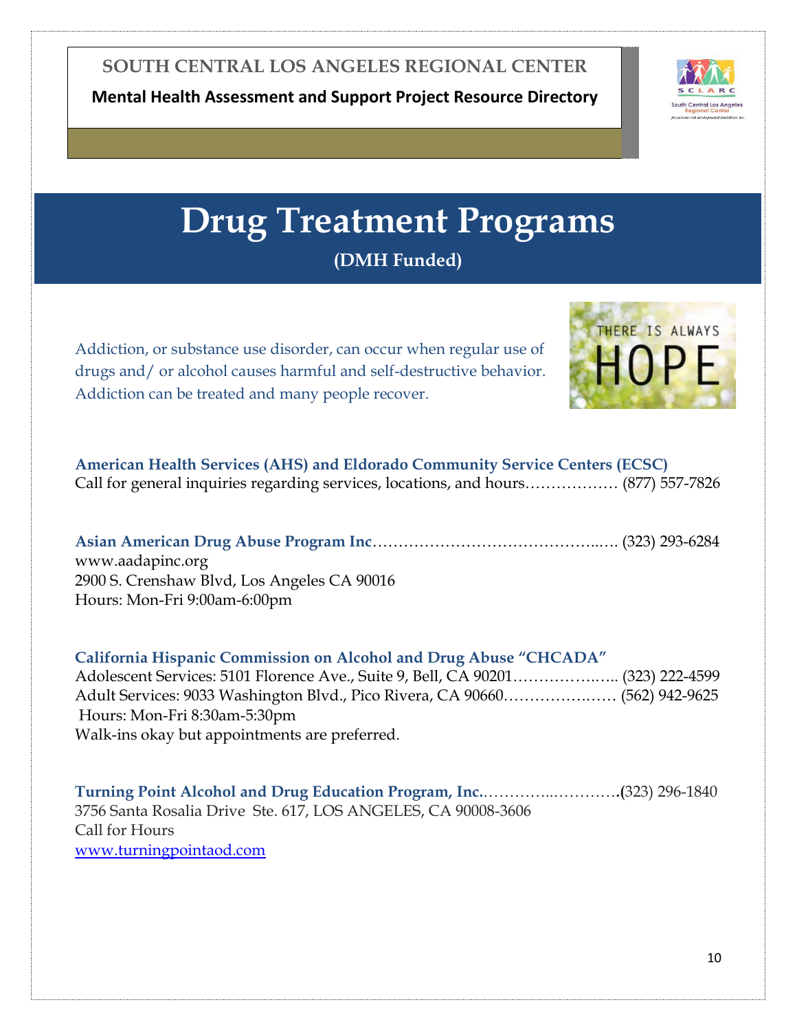# Drug Treatment Programs

## (DMH Funded)

Addiction, or substance use disorder, can occur when regular use of drugs and/ or alcohol causes harmful and self-destructive behavior. Addiction can be treated and many people recover.

**American Health Services (AHS) and Eldorado Community Service Centers (ECSC)**
Call for general inquiries regarding services, locations, and hours………………. (877) 557-7826

**Asian American Drug Abuse Program Inc**………………………………………..…. (323) 293-6284
www.aadapinc.org
2900 S. Crenshaw Blvd, Los Angeles CA 90016
Hours: Mon-Fri 9:00am-6:00pm

**California Hispanic Commission on Alcohol and Drug Abuse "CHCADA"**
Adolescent Services: 5101 Florence Ave., Suite 9, Bell, CA 90201…………….….. (323) 222-4599
Adult Services: 9033 Washington Blvd., Pico Rivera, CA 90660………………….… (562) 942-9625
Hours: Mon-Fri 8:30am-5:30pm
Walk-ins okay but appointments are preferred.

**Turning Point Alcohol and Drug Education Program, Inc.**…………..…………**.(**323) 296-1840
3756 Santa Rosalia Drive Ste. 617, LOS ANGELES, CA 90008-3606
Call for Hours
www.turningpointaod.com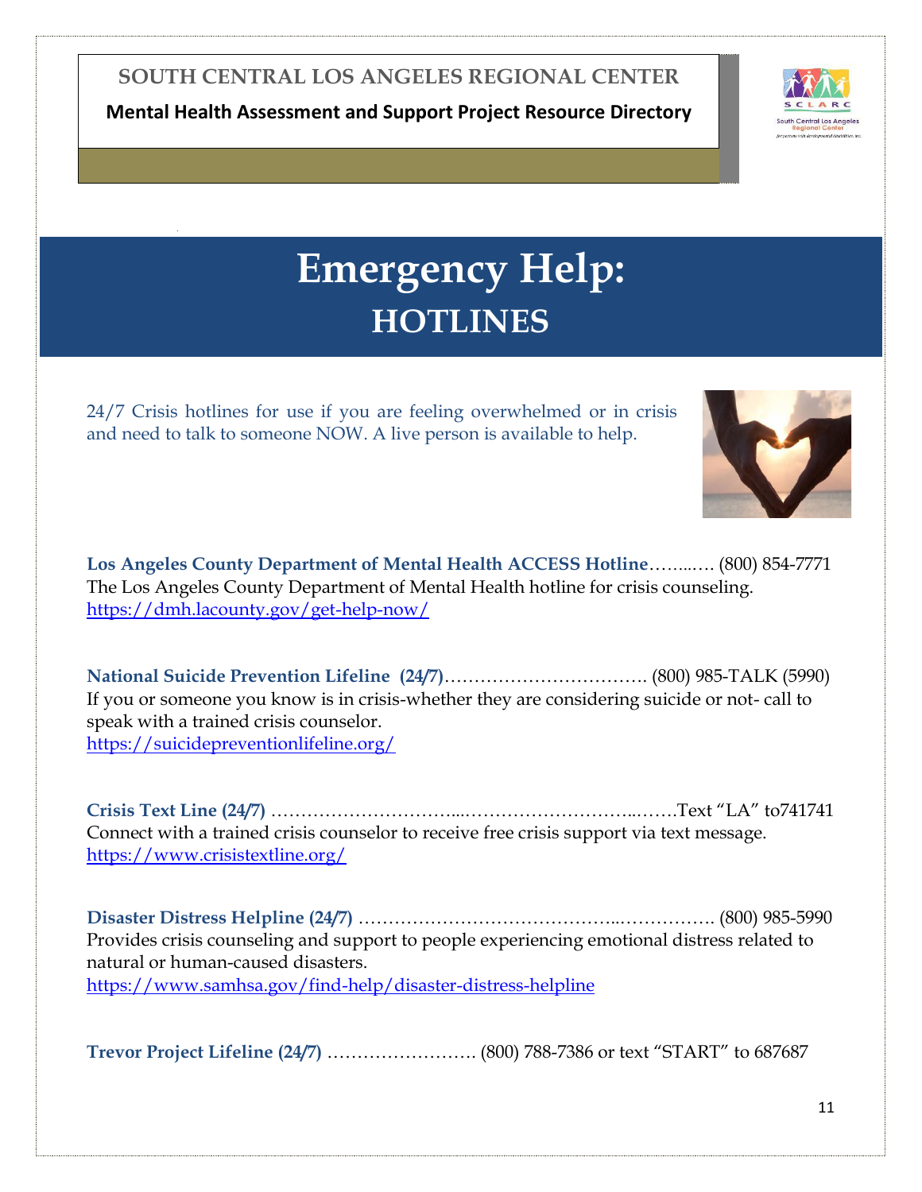# Emergency Help:
## HOTLINES

24/7 Crisis hotlines for use if you are feeling overwhelmed or in crisis and need to talk to someone NOW. A live person is available to help.

**Los Angeles County Department of Mental Health ACCESS Hotline**……..…. (800) 854-7771
The Los Angeles County Department of Mental Health hotline for crisis counseling.
https://dmh.lacounty.gov/get-help-now/

**National Suicide Prevention Lifeline (24/7)**…………………………….. (800) 985-TALK (5990)
If you or someone you know is in crisis-whether they are considering suicide or not- call to speak with a trained crisis counselor.
https://suicidepreventionlifeline.org/

**Crisis Text Line (24/7)** …………………………...…………………………..…….Text "LA" to741741
Connect with a trained crisis counselor to receive free crisis support via text message.
https://www.crisistextline.org/

**Disaster Distress Helpline (24/7)** …………………………………...……………. (800) 985-5990
Provides crisis counseling and support to people experiencing emotional distress related to natural or human-caused disasters.
https://www.samhsa.gov/find-help/disaster-distress-helpline

**Trevor Project Lifeline (24/7)** ……………………. (800) 788-7386 or text "START" to 687687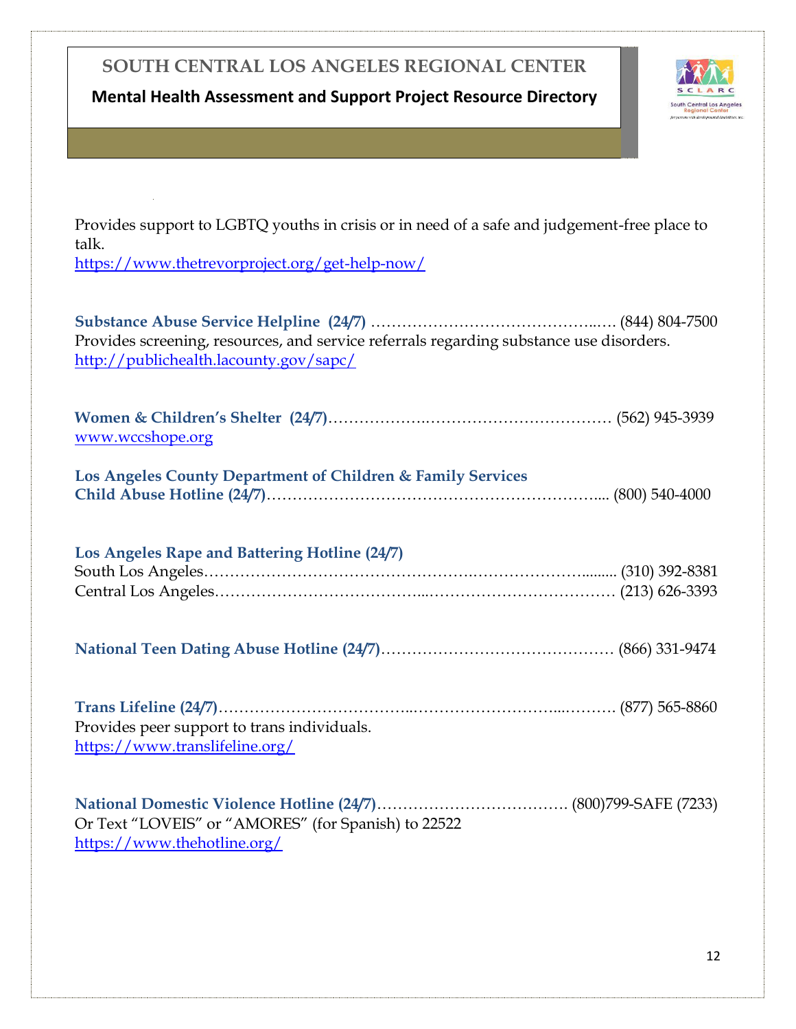Provides support to LGBTQ youths in crisis or in need of a safe and judgement-free place to talk.
https://www.thetrevorproject.org/get-help-now/

**Substance Abuse Service Helpline (24/7)** ……………………………………..…. (844) 804-7500
Provides screening, resources, and service referrals regarding substance use disorders.
http://publichealth.lacounty.gov/sapc/

**Women & Children's Shelter (24/7)**………………….……………………………… (562) 945-3939
www.wccshope.org

**Los Angeles County Department of Children & Family Services**
**Child Abuse Hotline (24/7)**……………………………………………………….... (800) 540-4000

**Los Angeles Rape and Battering Hotline (24/7)**
South Los Angeles……………………………………….………………….......... (310) 392-8381
Central Los Angeles…………………………………...……………………………… (213) 626-3393

**National Teen Dating Abuse Hotline (24/7)**……………………………………… (866) 331-9474

**Trans Lifeline (24/7)**……………………………..……………………...………. (877) 565-8860
Provides peer support to trans individuals.
https://www.translifeline.org/

**National Domestic Violence Hotline (24/7)**………………………………. (800)799-SAFE (7233)
Or Text "LOVEIS" or "AMORES" (for Spanish) to 22522
https://www.thehotline.org/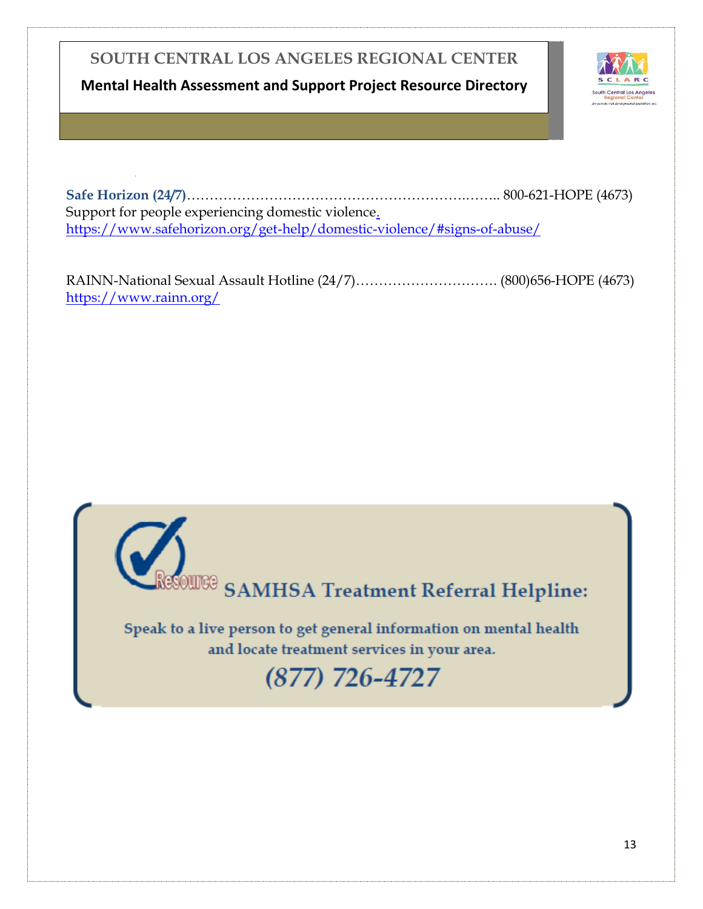**Safe Horizon (24/7)**……………………………………………………….…….. 800-621-HOPE (4673)
Support for people experiencing domestic violence.
https://www.safehorizon.org/get-help/domestic-violence/#signs-of-abuse/

RAINN-National Sexual Assault Hotline (24/7)…………………………. (800)656-HOPE (4673)
https://www.rainn.org/

Resource **SAMHSA Treatment Referral Helpline:**

**Speak to a live person to get general information on mental health and locate treatment services in your area.**

***(877) 726-4727***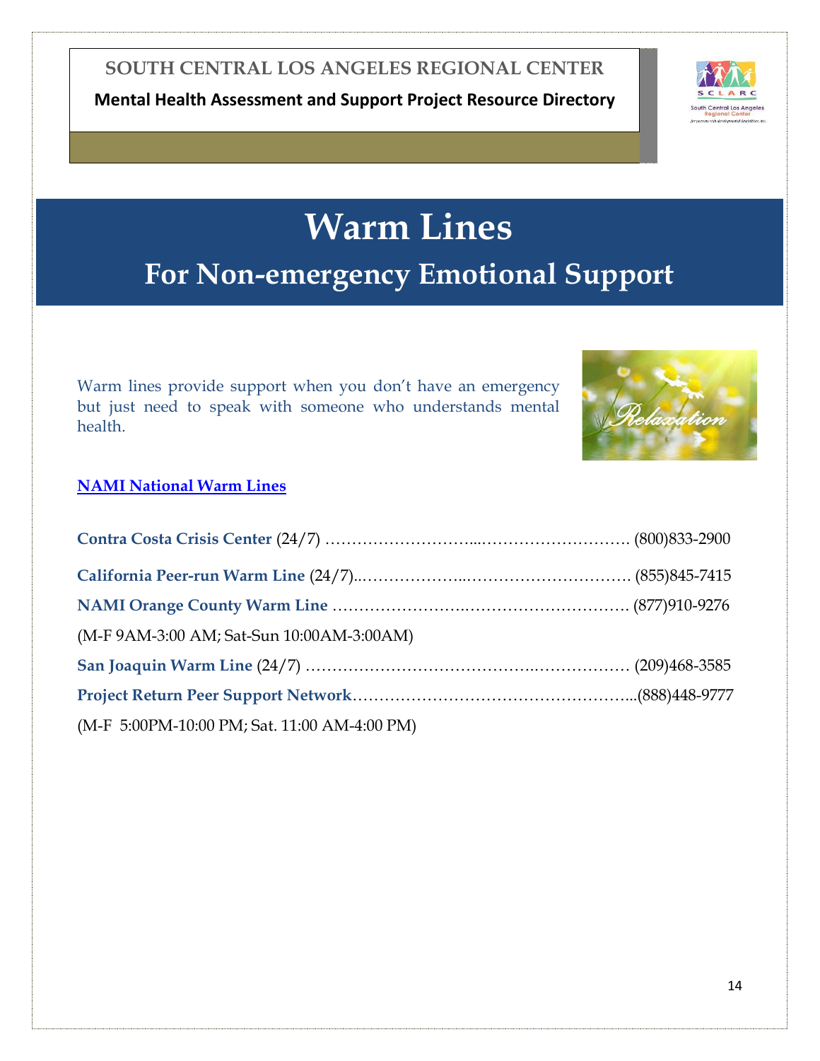SOUTH CENTRAL LOS ANGELES REGIONAL CENTER

**Mental Health Assessment and Support Project Resource Directory**

# Warm Lines

## For Non-emergency Emotional Support

Warm lines provide support when you don't have an emergency but just need to speak with someone who understands mental health.

**NAMI National Warm Lines**

**Contra Costa Crisis Center** (24/7) ………………………...………………………. (800)833-2900

**California Peer-run Warm Line** (24/7)..………………..…………………………. (855)845-7415

**NAMI Orange County Warm Line** …………………….…………………………. (877)910-9276

(M-F 9AM-3:00 AM; Sat-Sun 10:00AM-3:00AM)

**San Joaquin Warm Line** (24/7) …………………………………….……………… (209)468-3585

**Project Return Peer Support Network**…………………………………………...(888)448-9777

(M-F 5:00PM-10:00 PM; Sat. 11:00 AM-4:00 PM)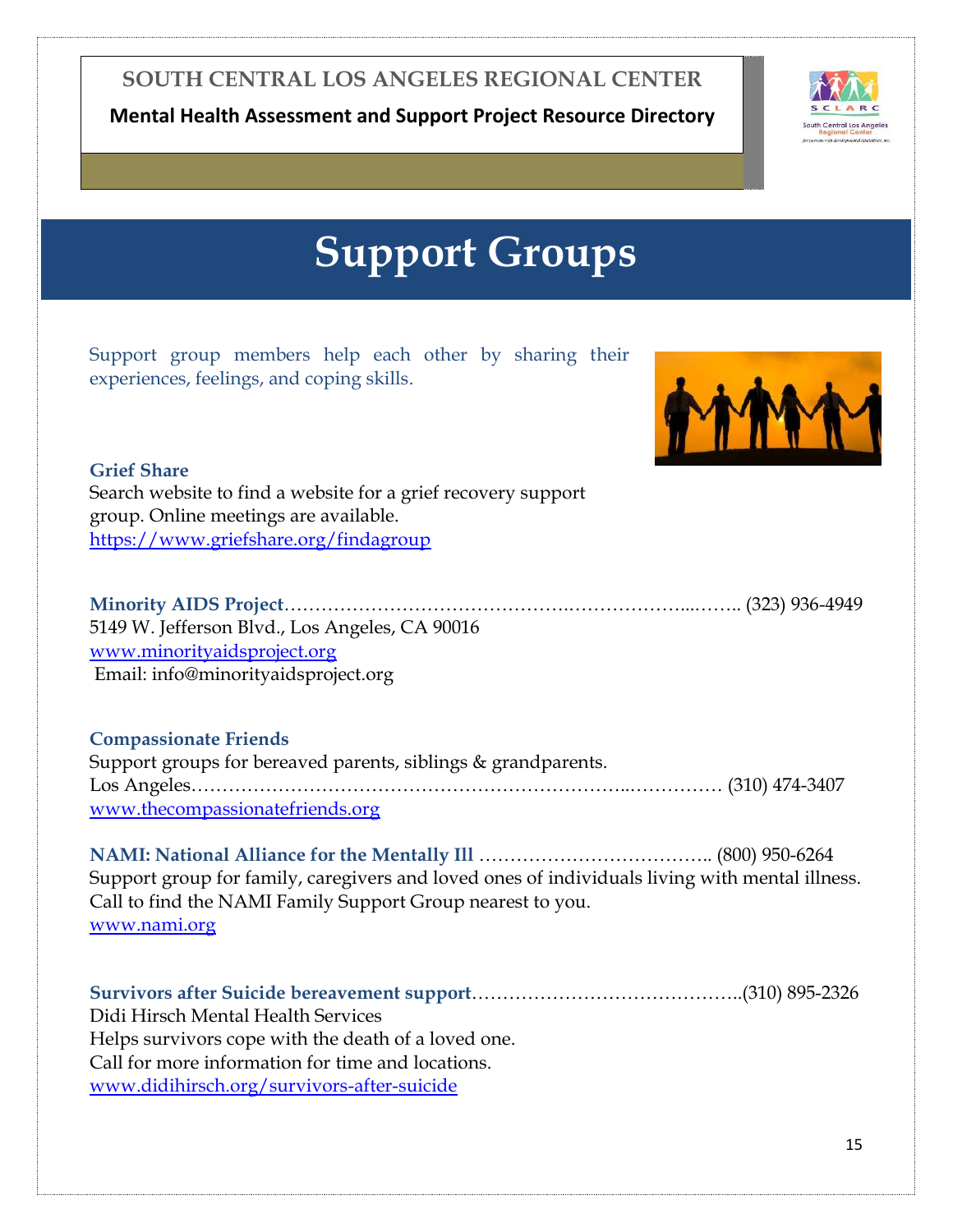# Support Groups

Support group members help each other by sharing their experiences, feelings, and coping skills.

**Grief Share**
Search website to find a website for a grief recovery support group. Online meetings are available.
https://www.griefshare.org/findagroup

**Minority AIDS Project**……………………………………………………………. (323) 936-4949
5149 W. Jefferson Blvd., Los Angeles, CA 90016
www.minorityaidsproject.org
Email: info@minorityaidsproject.org

**Compassionate Friends**
Support groups for bereaved parents, siblings & grandparents.
Los Angeles……………………………………………………………………… (310) 474-3407
www.thecompassionatefriends.org

**NAMI: National Alliance for the Mentally Ill** ……………………………….. (800) 950-6264
Support group for family, caregivers and loved ones of individuals living with mental illness. Call to find the NAMI Family Support Group nearest to you.
www.nami.org

**Survivors after Suicide bereavement support**……………………………………..(310) 895-2326
Didi Hirsch Mental Health Services
Helps survivors cope with the death of a loved one.
Call for more information for time and locations.
www.didihirsch.org/survivors-after-suicide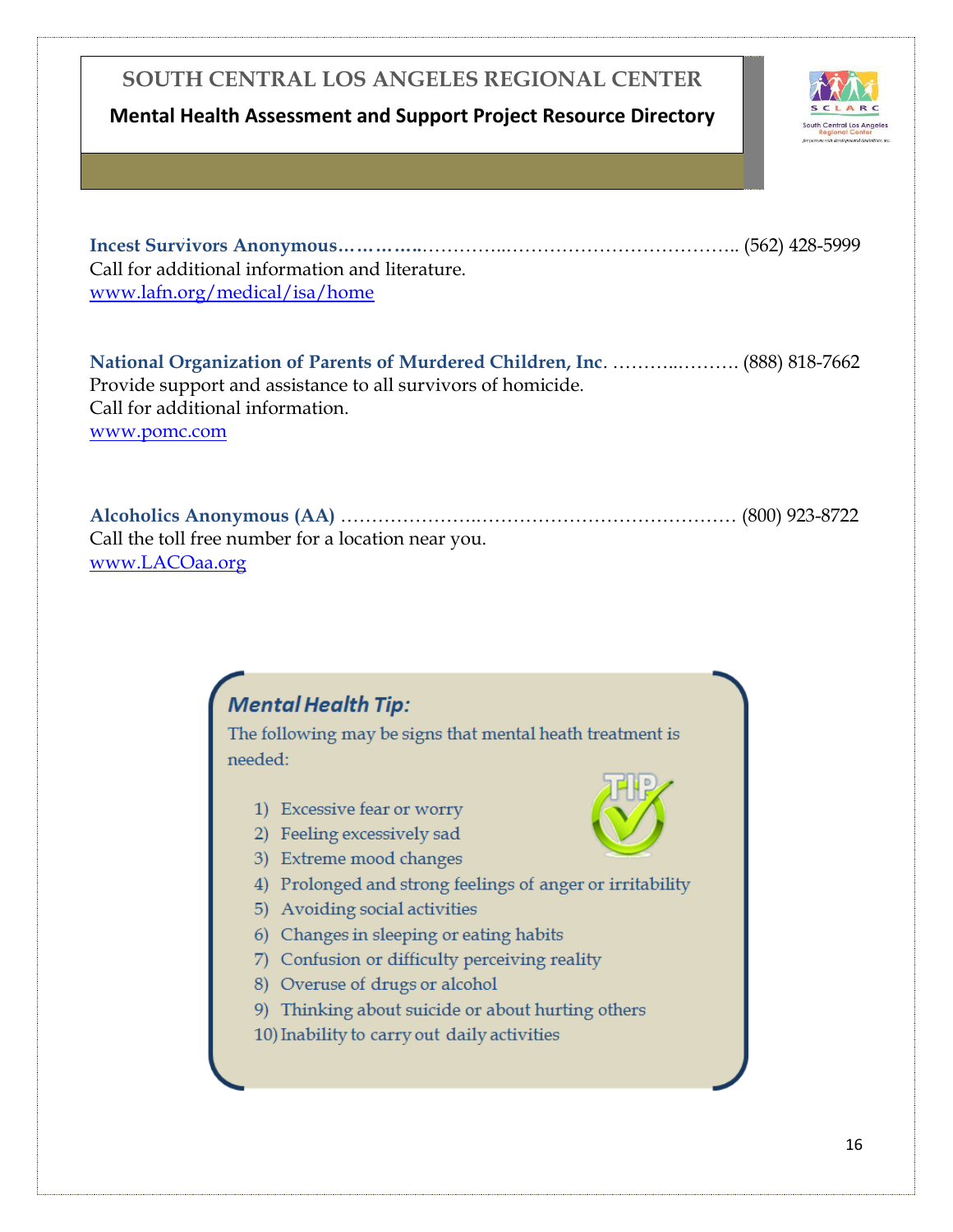**Incest Survivors Anonymous**……………..………………………………………….. (562) 428-5999
Call for additional information and literature.
www.lafn.org/medical/isa/home

**National Organization of Parents of Murdered Children, Inc**. ………..………. (888) 818-7662
Provide support and assistance to all survivors of homicide.
Call for additional information.
www.pomc.com

**Alcoholics Anonymous (AA)** …………………..…………………………………… (800) 923-8722
Call the toll free number for a location near you.
www.LACOaa.org

### *Mental Health Tip:*

The following may be signs that mental heath treatment is needed:

1) Excessive fear or worry
2) Feeling excessively sad
3) Extreme mood changes
4) Prolonged and strong feelings of anger or irritability
5) Avoiding social activities
6) Changes in sleeping or eating habits
7) Confusion or difficulty perceiving reality
8) Overuse of drugs or alcohol
9) Thinking about suicide or about hurting others
10) Inability to carry out daily activities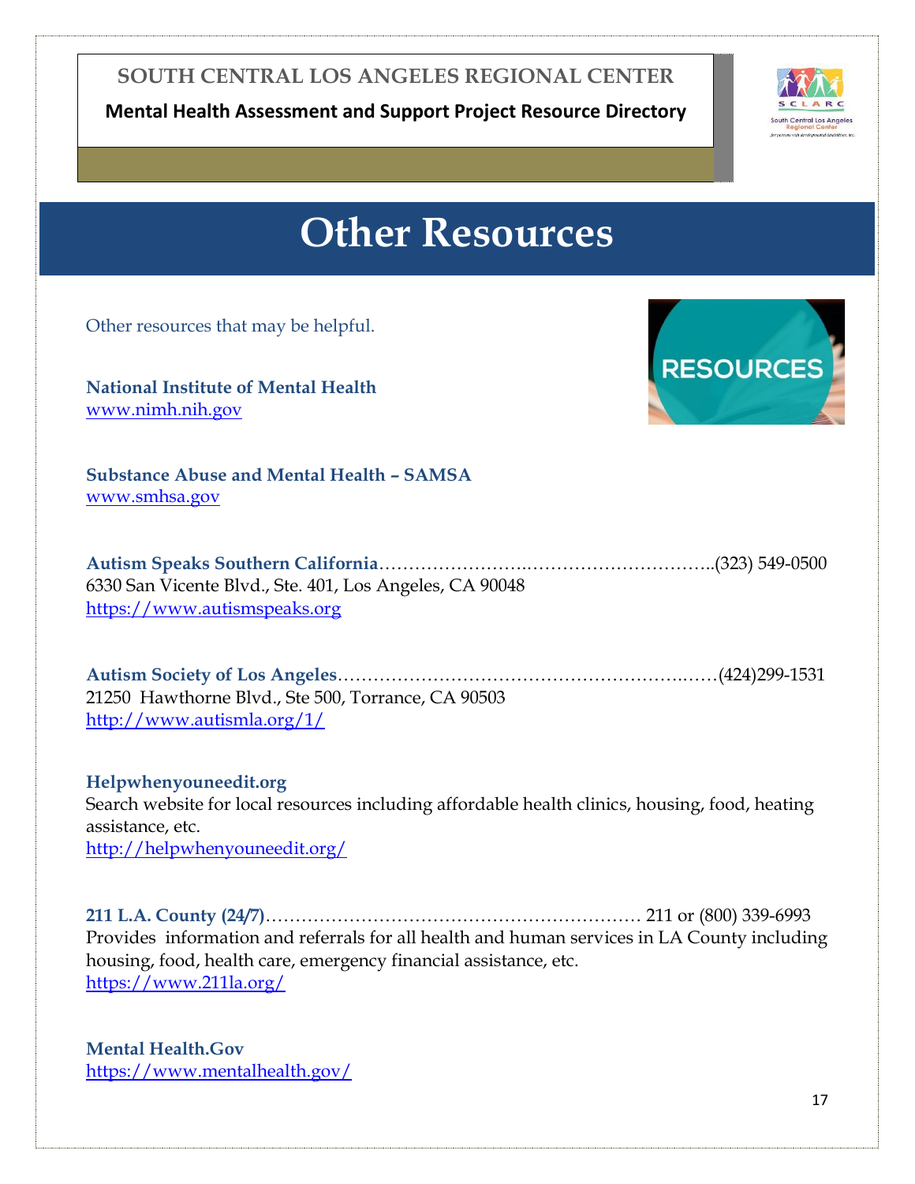# Other Resources

Other resources that may be helpful.

**National Institute of Mental Health**
www.nimh.nih.gov

**Substance Abuse and Mental Health – SAMSA**
www.smhsa.gov

**Autism Speaks Southern California**……………………..…………………………..(323) 549-0500
6330 San Vicente Blvd., Ste. 401, Los Angeles, CA 90048
https://www.autismspeaks.org

**Autism Society of Los Angeles**………………………………………………..……(424)299-1531
21250 Hawthorne Blvd., Ste 500, Torrance, CA 90503
http://www.autismla.org/1/

**Helpwhenyouneedit.org**
Search website for local resources including affordable health clinics, housing, food, heating assistance, etc.
http://helpwhenyouneedit.org/

**211 L.A. County (24/7)**……………………………………………………… 211 or (800) 339-6993
Provides information and referrals for all health and human services in LA County including housing, food, health care, emergency financial assistance, etc.
https://www.211la.org/

**Mental Health.Gov**
https://www.mentalhealth.gov/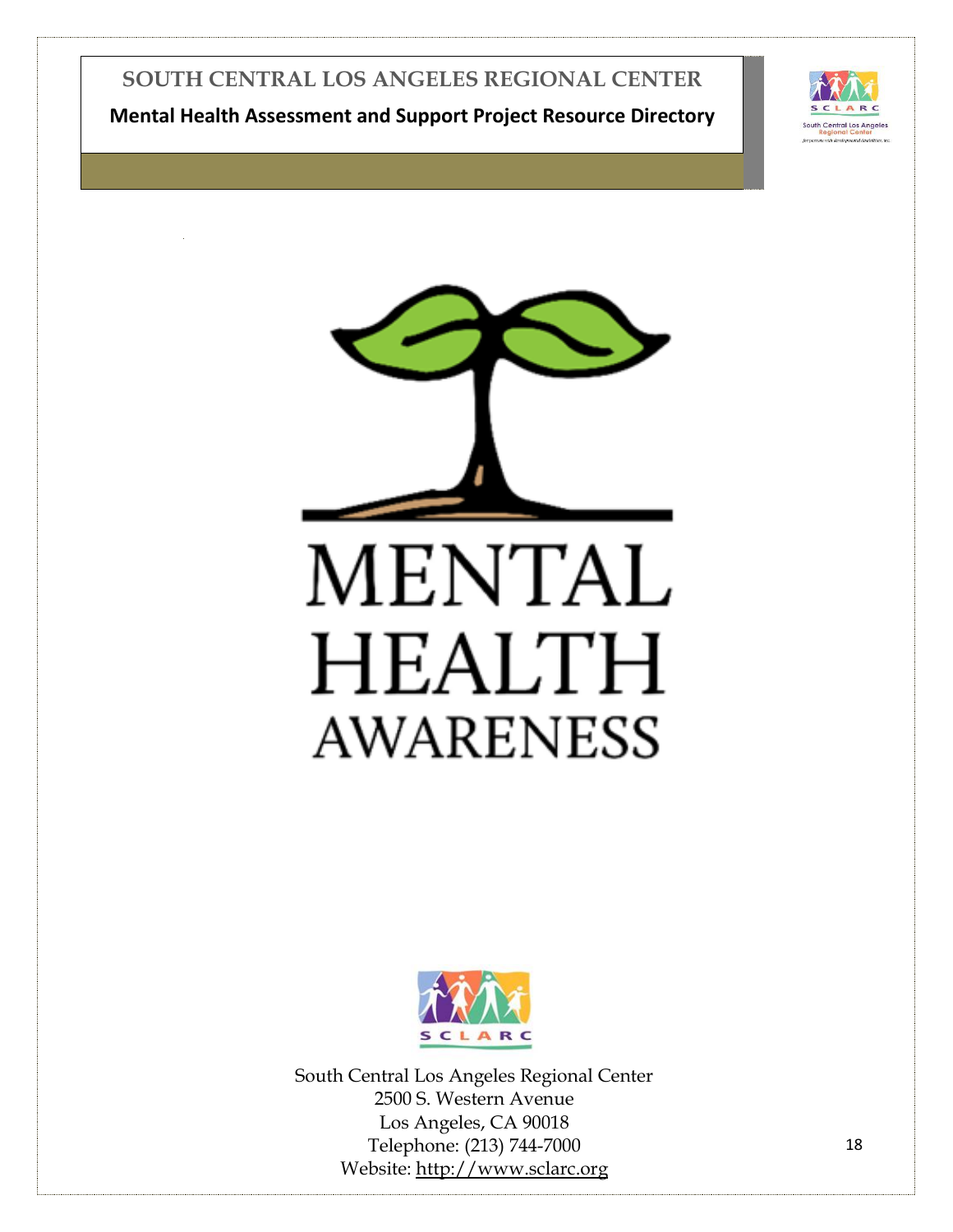# SOUTH CENTRAL LOS ANGELES REGIONAL CENTER

## Mental Health Assessment and Support Project Resource Directory

MENTAL HEALTH AWARENESS

South Central Los Angeles Regional Center
2500 S. Western Avenue
Los Angeles, CA 90018
Telephone: (213) 744-7000
Website: http://www.sclarc.org